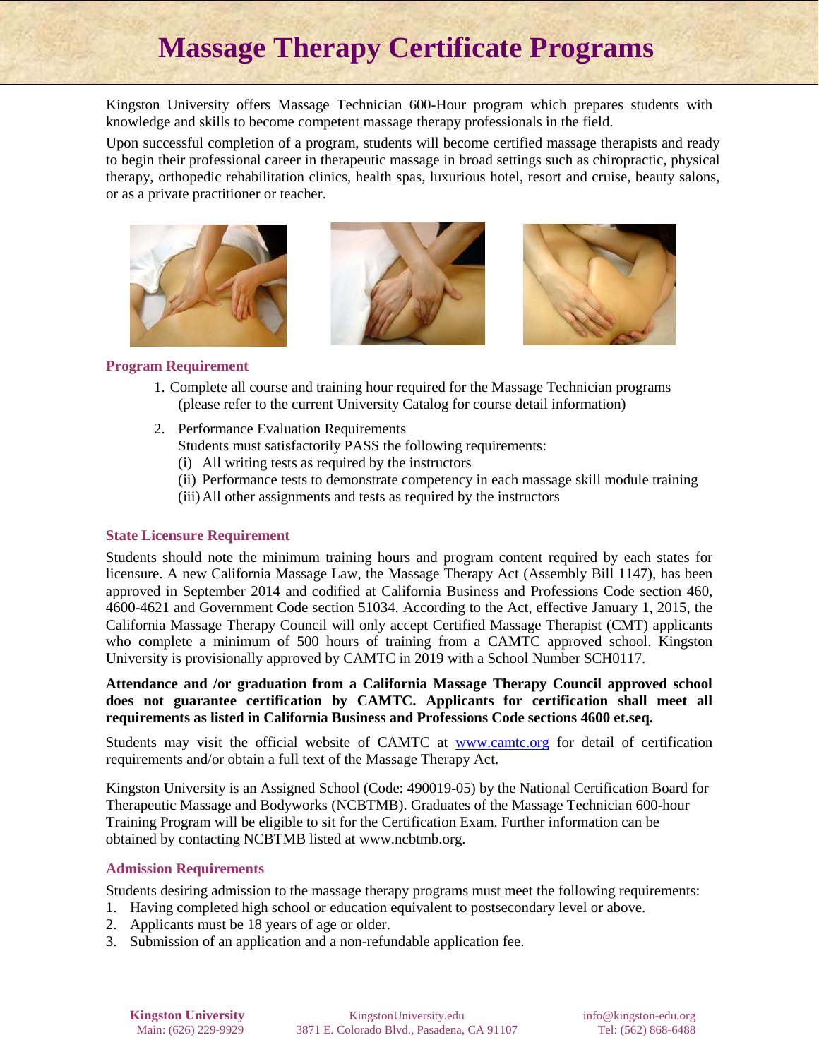# Massage Therapy Certificate Programs

Kingston University offers Massage Technician 600-Hour program which prepares students with knowledge and skills to become competent massage therapy professionals in the field.

Upon successful completion of a program, students will become certified massage therapists and ready to begin their professional career in therapeutic massage in broad settings such as chiropractic, physical therapy, orthopedic rehabilitation clinics, health spas, luxurious hotel, resort and cruise, beauty salons, or as a private practitioner or teacher.

## Program Requirement

1. Complete all course and training hour required for the Massage Technician programs (please refer to the current University Catalog for course detail information)
2. Performance Evaluation Requirements
   Students must satisfactorily PASS the following requirements:
   (i) All writing tests as required by the instructors
   (ii) Performance tests to demonstrate competency in each massage skill module training
   (iii) All other assignments and tests as required by the instructors

## State Licensure Requirement

Students should note the minimum training hours and program content required by each states for licensure. A new California Massage Law, the Massage Therapy Act (Assembly Bill 1147), has been approved in September 2014 and codified at California Business and Professions Code section 460, 4600-4621 and Government Code section 51034. According to the Act, effective January 1, 2015, the California Massage Therapy Council will only accept Certified Massage Therapist (CMT) applicants who complete a minimum of 500 hours of training from a CAMTC approved school. Kingston University is provisionally approved by CAMTC in 2019 with a School Number SCH0117.

**Attendance and /or graduation from a California Massage Therapy Council approved school does not guarantee certification by CAMTC. Applicants for certification shall meet all requirements as listed in California Business and Professions Code sections 4600 et.seq.**

Students may visit the official website of CAMTC at [www.camtc.org](http://www.camtc.org) for detail of certification requirements and/or obtain a full text of the Massage Therapy Act.

Kingston University is an Assigned School (Code: 490019-05) by the National Certification Board for Therapeutic Massage and Bodyworks (NCBTMB). Graduates of the Massage Technician 600-hour Training Program will be eligible to sit for the Certification Exam. Further information can be obtained by contacting NCBTMB listed at www.ncbtmb.org.

## Admission Requirements

Students desiring admission to the massage therapy programs must meet the following requirements:

1. Having completed high school or education equivalent to postsecondary level or above.
2. Applicants must be 18 years of age or older.
3. Submission of an application and a non-refundable application fee.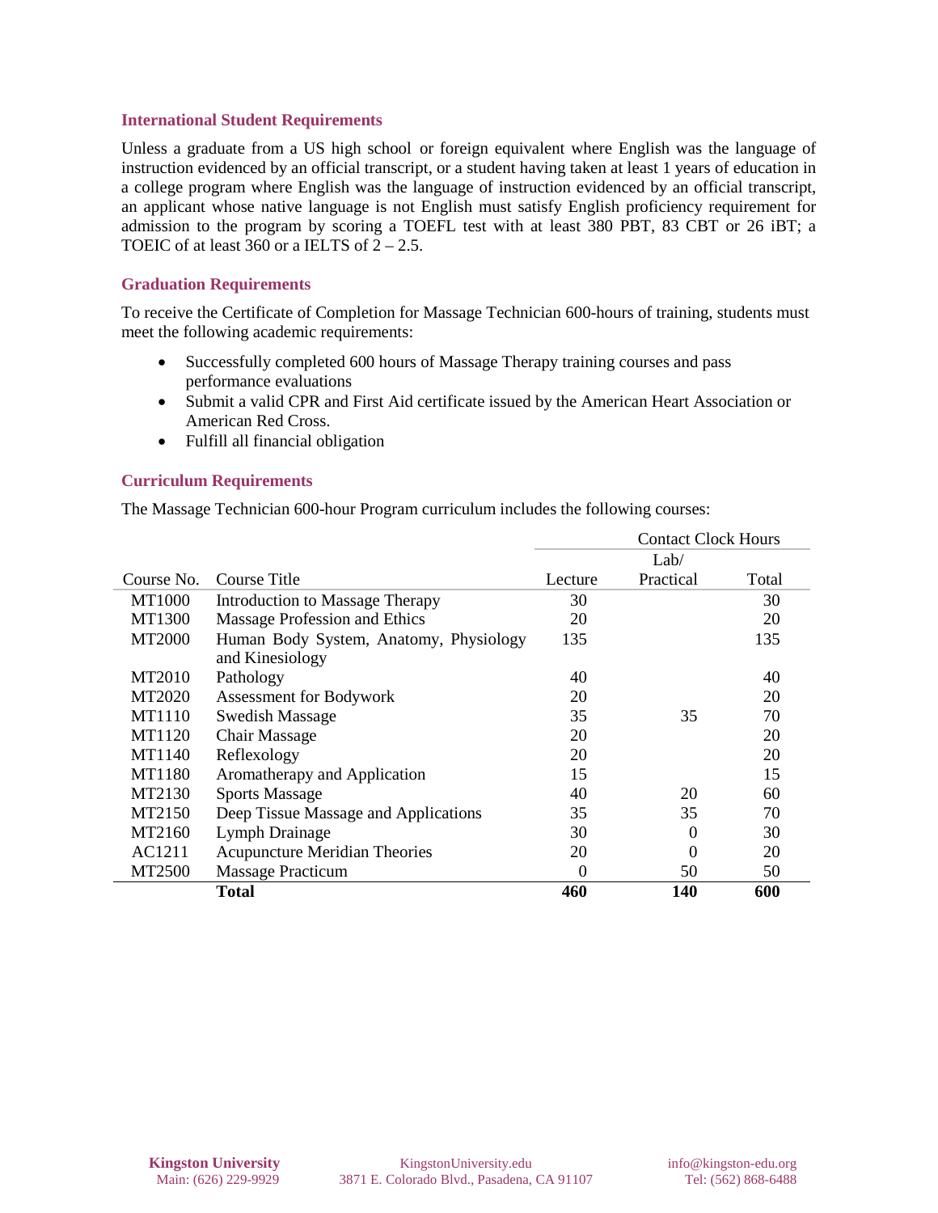### International Student Requirements

Unless a graduate from a US high school or foreign equivalent where English was the language of instruction evidenced by an official transcript, or a student having taken at least 1 years of education in a college program where English was the language of instruction evidenced by an official transcript, an applicant whose native language is not English must satisfy English proficiency requirement for admission to the program by scoring a TOEFL test with at least 380 PBT, 83 CBT or 26 iBT; a TOEIC of at least 360 or a IELTS of 2 – 2.5.

### Graduation Requirements

To receive the Certificate of Completion for Massage Technician 600-hours of training, students must meet the following academic requirements:

- Successfully completed 600 hours of Massage Therapy training courses and pass performance evaluations
- Submit a valid CPR and First Aid certificate issued by the American Heart Association or American Red Cross.
- Fulfill all financial obligation

### Curriculum Requirements

The Massage Technician 600-hour Program curriculum includes the following courses:

| | | Contact Clock Hours | | |
|---|---|---|---|---|
| Course No. | Course Title | Lecture | Lab/ Practical | Total |
| MT1000 | Introduction to Massage Therapy | 30 | | 30 |
| MT1300 | Massage Profession and Ethics | 20 | | 20 |
| MT2000 | Human Body System, Anatomy, Physiology and Kinesiology | 135 | | 135 |
| MT2010 | Pathology | 40 | | 40 |
| MT2020 | Assessment for Bodywork | 20 | | 20 |
| MT1110 | Swedish Massage | 35 | 35 | 70 |
| MT1120 | Chair Massage | 20 | | 20 |
| MT1140 | Reflexology | 20 | | 20 |
| MT1180 | Aromatherapy and Application | 15 | | 15 |
| MT2130 | Sports Massage | 40 | 20 | 60 |
| MT2150 | Deep Tissue Massage and Applications | 35 | 35 | 70 |
| MT2160 | Lymph Drainage | 30 | 0 | 30 |
| AC1211 | Acupuncture Meridian Theories | 20 | 0 | 20 |
| MT2500 | Massage Practicum | 0 | 50 | 50 |
| | **Total** | **460** | **140** | **600** |